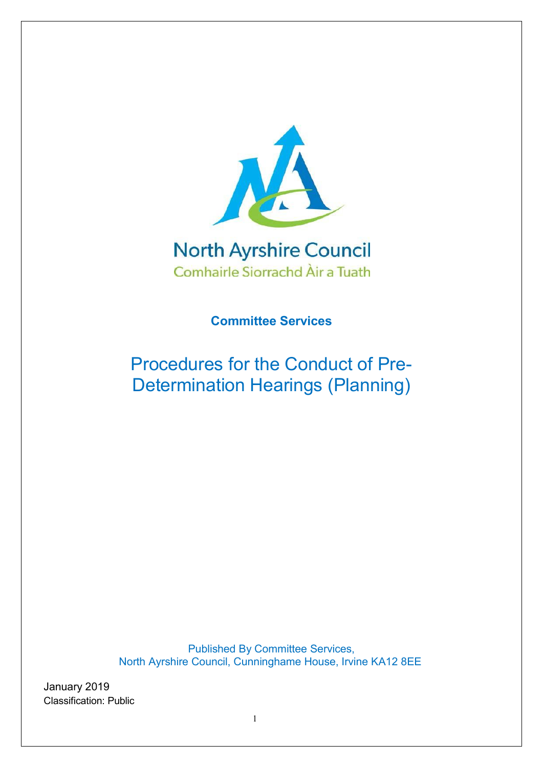North Ayrshire Council

Comhairle Siorrachd Àir a Tuath

**Committee Services**

# Procedures for the Conduct of Pre-Determination Hearings (Planning)

Published By Committee Services,
North Ayrshire Council, Cunninghame House, Irvine KA12 8EE

January 2019

Classification: Public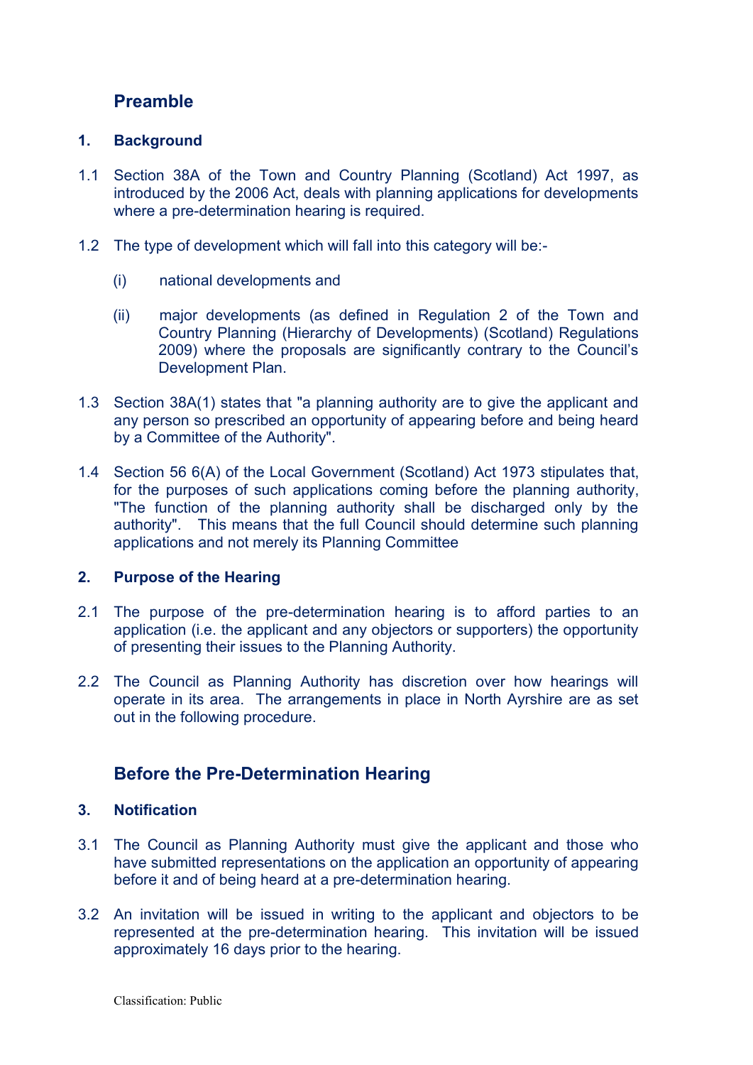## Preamble

### 1. Background

1.1 Section 38A of the Town and Country Planning (Scotland) Act 1997, as introduced by the 2006 Act, deals with planning applications for developments where a pre-determination hearing is required.

1.2 The type of development which will fall into this category will be:-

(i) national developments and

(ii) major developments (as defined in Regulation 2 of the Town and Country Planning (Hierarchy of Developments) (Scotland) Regulations 2009) where the proposals are significantly contrary to the Council's Development Plan.

1.3 Section 38A(1) states that "a planning authority are to give the applicant and any person so prescribed an opportunity of appearing before and being heard by a Committee of the Authority".

1.4 Section 56 6(A) of the Local Government (Scotland) Act 1973 stipulates that, for the purposes of such applications coming before the planning authority, "The function of the planning authority shall be discharged only by the authority". This means that the full Council should determine such planning applications and not merely its Planning Committee

### 2. Purpose of the Hearing

2.1 The purpose of the pre-determination hearing is to afford parties to an application (i.e. the applicant and any objectors or supporters) the opportunity of presenting their issues to the Planning Authority.

2.2 The Council as Planning Authority has discretion over how hearings will operate in its area. The arrangements in place in North Ayrshire are as set out in the following procedure.

## Before the Pre-Determination Hearing

### 3. Notification

3.1 The Council as Planning Authority must give the applicant and those who have submitted representations on the application an opportunity of appearing before it and of being heard at a pre-determination hearing.

3.2 An invitation will be issued in writing to the applicant and objectors to be represented at the pre-determination hearing. This invitation will be issued approximately 16 days prior to the hearing.

Classification: Public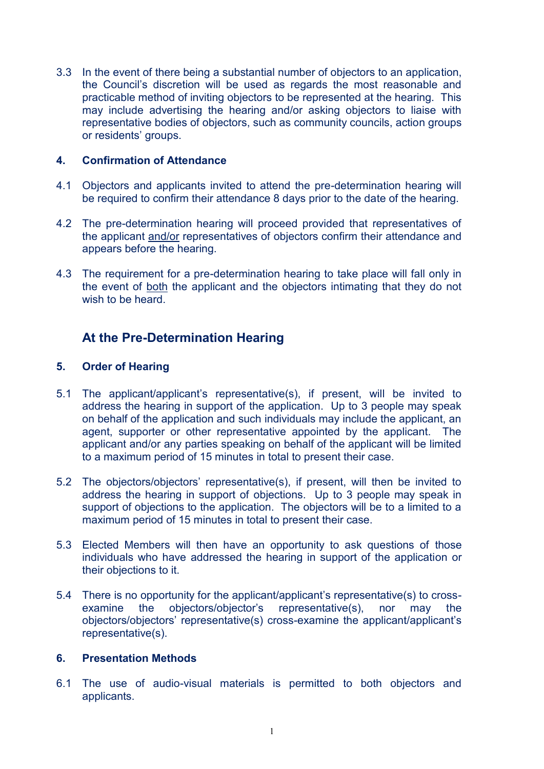3.3 In the event of there being a substantial number of objectors to an application, the Council's discretion will be used as regards the most reasonable and practicable method of inviting objectors to be represented at the hearing. This may include advertising the hearing and/or asking objectors to liaise with representative bodies of objectors, such as community councils, action groups or residents' groups.

### 4. Confirmation of Attendance

4.1 Objectors and applicants invited to attend the pre-determination hearing will be required to confirm their attendance 8 days prior to the date of the hearing.

4.2 The pre-determination hearing will proceed provided that representatives of the applicant and/or representatives of objectors confirm their attendance and appears before the hearing.

4.3 The requirement for a pre-determination hearing to take place will fall only in the event of both the applicant and the objectors intimating that they do not wish to be heard.

## At the Pre-Determination Hearing

### 5. Order of Hearing

5.1 The applicant/applicant's representative(s), if present, will be invited to address the hearing in support of the application. Up to 3 people may speak on behalf of the application and such individuals may include the applicant, an agent, supporter or other representative appointed by the applicant. The applicant and/or any parties speaking on behalf of the applicant will be limited to a maximum period of 15 minutes in total to present their case.

5.2 The objectors/objectors' representative(s), if present, will then be invited to address the hearing in support of objections. Up to 3 people may speak in support of objections to the application. The objectors will be to a limited to a maximum period of 15 minutes in total to present their case.

5.3 Elected Members will then have an opportunity to ask questions of those individuals who have addressed the hearing in support of the application or their objections to it.

5.4 There is no opportunity for the applicant/applicant's representative(s) to cross-examine the objectors/objector's representative(s), nor may the objectors/objectors' representative(s) cross-examine the applicant/applicant's representative(s).

### 6. Presentation Methods

6.1 The use of audio-visual materials is permitted to both objectors and applicants.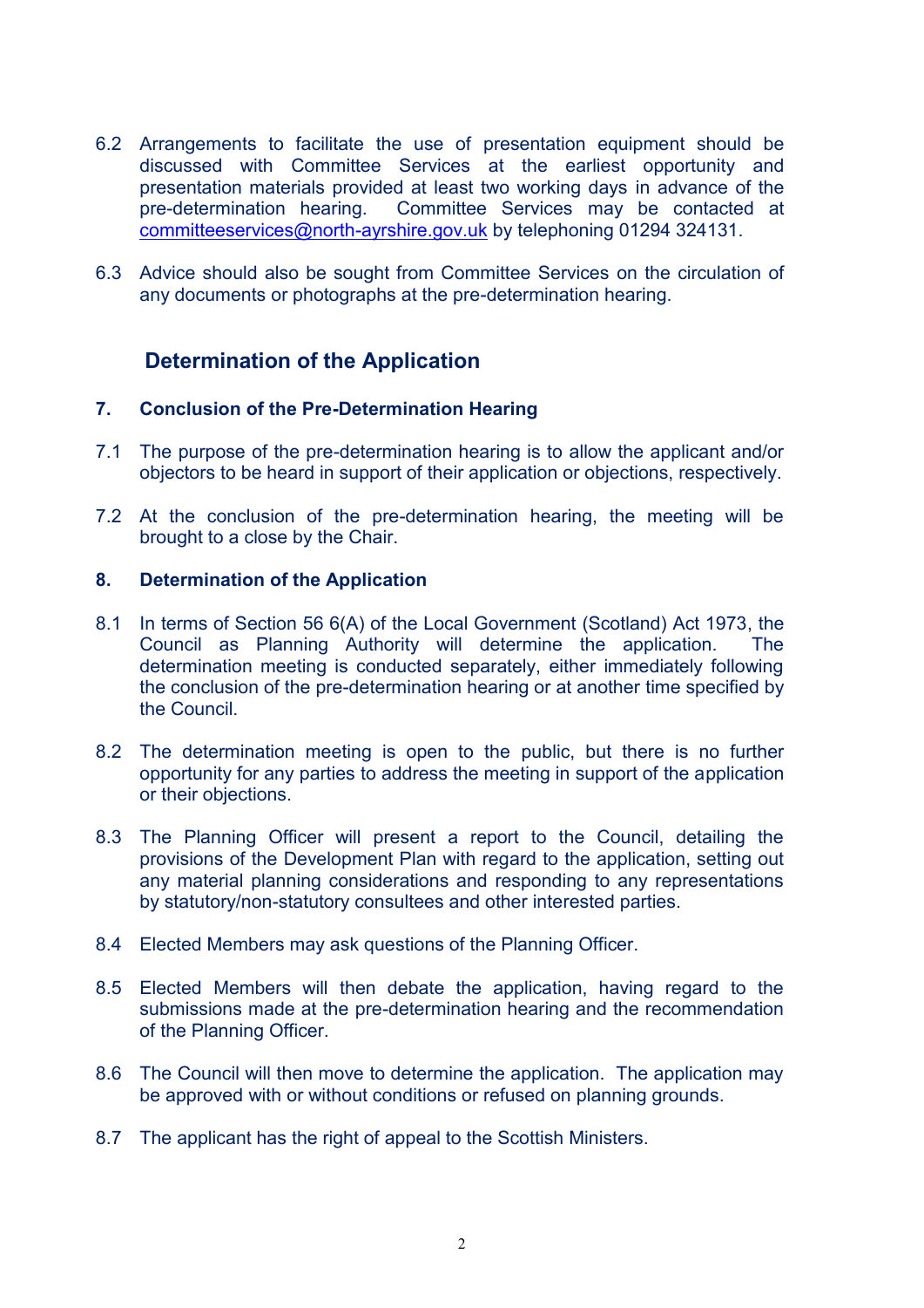6.2 Arrangements to facilitate the use of presentation equipment should be discussed with Committee Services at the earliest opportunity and presentation materials provided at least two working days in advance of the pre-determination hearing. Committee Services may be contacted at committeeservices@north-ayrshire.gov.uk by telephoning 01294 324131.

6.3 Advice should also be sought from Committee Services on the circulation of any documents or photographs at the pre-determination hearing.

## Determination of the Application

### 7. Conclusion of the Pre-Determination Hearing

7.1 The purpose of the pre-determination hearing is to allow the applicant and/or objectors to be heard in support of their application or objections, respectively.

7.2 At the conclusion of the pre-determination hearing, the meeting will be brought to a close by the Chair.

### 8. Determination of the Application

8.1 In terms of Section 56 6(A) of the Local Government (Scotland) Act 1973, the Council as Planning Authority will determine the application. The determination meeting is conducted separately, either immediately following the conclusion of the pre-determination hearing or at another time specified by the Council.

8.2 The determination meeting is open to the public, but there is no further opportunity for any parties to address the meeting in support of the application or their objections.

8.3 The Planning Officer will present a report to the Council, detailing the provisions of the Development Plan with regard to the application, setting out any material planning considerations and responding to any representations by statutory/non-statutory consultees and other interested parties.

8.4 Elected Members may ask questions of the Planning Officer.

8.5 Elected Members will then debate the application, having regard to the submissions made at the pre-determination hearing and the recommendation of the Planning Officer.

8.6 The Council will then move to determine the application. The application may be approved with or without conditions or refused on planning grounds.

8.7 The applicant has the right of appeal to the Scottish Ministers.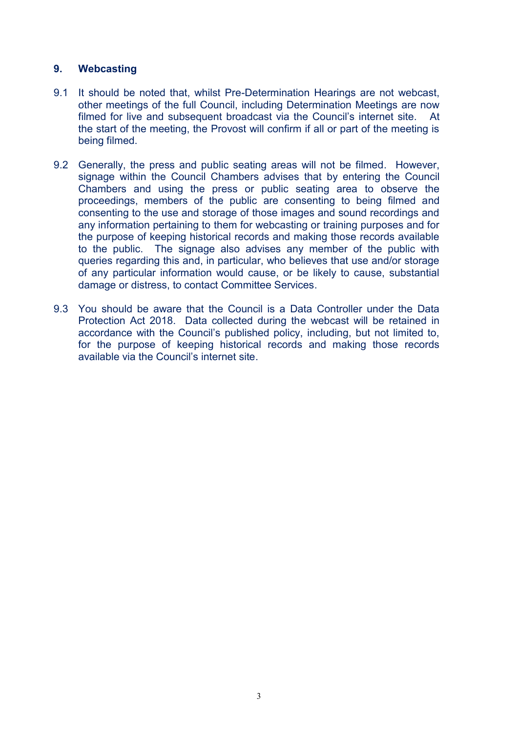## 9. Webcasting

9.1 It should be noted that, whilst Pre-Determination Hearings are not webcast, other meetings of the full Council, including Determination Meetings are now filmed for live and subsequent broadcast via the Council's internet site. At the start of the meeting, the Provost will confirm if all or part of the meeting is being filmed.

9.2 Generally, the press and public seating areas will not be filmed. However, signage within the Council Chambers advises that by entering the Council Chambers and using the press or public seating area to observe the proceedings, members of the public are consenting to being filmed and consenting to the use and storage of those images and sound recordings and any information pertaining to them for webcasting or training purposes and for the purpose of keeping historical records and making those records available to the public. The signage also advises any member of the public with queries regarding this and, in particular, who believes that use and/or storage of any particular information would cause, or be likely to cause, substantial damage or distress, to contact Committee Services.

9.3 You should be aware that the Council is a Data Controller under the Data Protection Act 2018. Data collected during the webcast will be retained in accordance with the Council's published policy, including, but not limited to, for the purpose of keeping historical records and making those records available via the Council's internet site.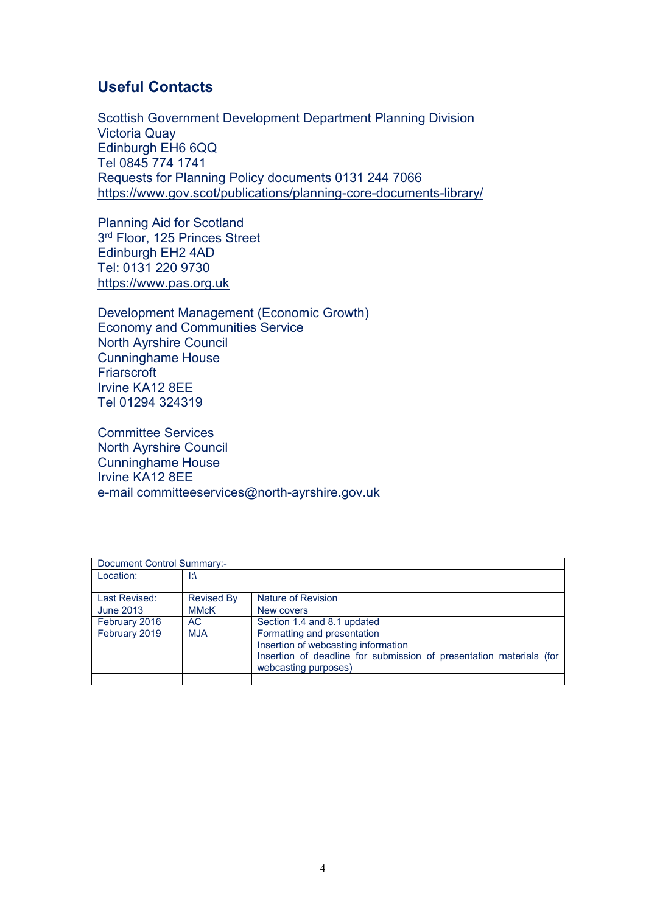## Useful Contacts

Scottish Government Development Department Planning Division
Victoria Quay
Edinburgh EH6 6QQ
Tel 0845 774 1741
Requests for Planning Policy documents 0131 244 7066
https://www.gov.scot/publications/planning-core-documents-library/

Planning Aid for Scotland
3rd Floor, 125 Princes Street
Edinburgh EH2 4AD
Tel: 0131 220 9730
https://www.pas.org.uk

Development Management (Economic Growth)
Economy and Communities Service
North Ayrshire Council
Cunninghame House
Friarscroft
Irvine KA12 8EE
Tel 01294 324319

Committee Services
North Ayrshire Council
Cunninghame House
Irvine KA12 8EE
e-mail committeeservices@north-ayrshire.gov.uk

| Document Control Summary:- | | |
|---|---|---|
| Location: | **I:\\** | |
| Last Revised: | Revised By | Nature of Revision |
| June 2013 | MMcK | New covers |
| February 2016 | AC | Section 1.4 and 8.1 updated |
| February 2019 | MJA | Formatting and presentation<br>Insertion of webcasting information<br>Insertion of deadline for submission of presentation materials (for webcasting purposes) |
| | | |